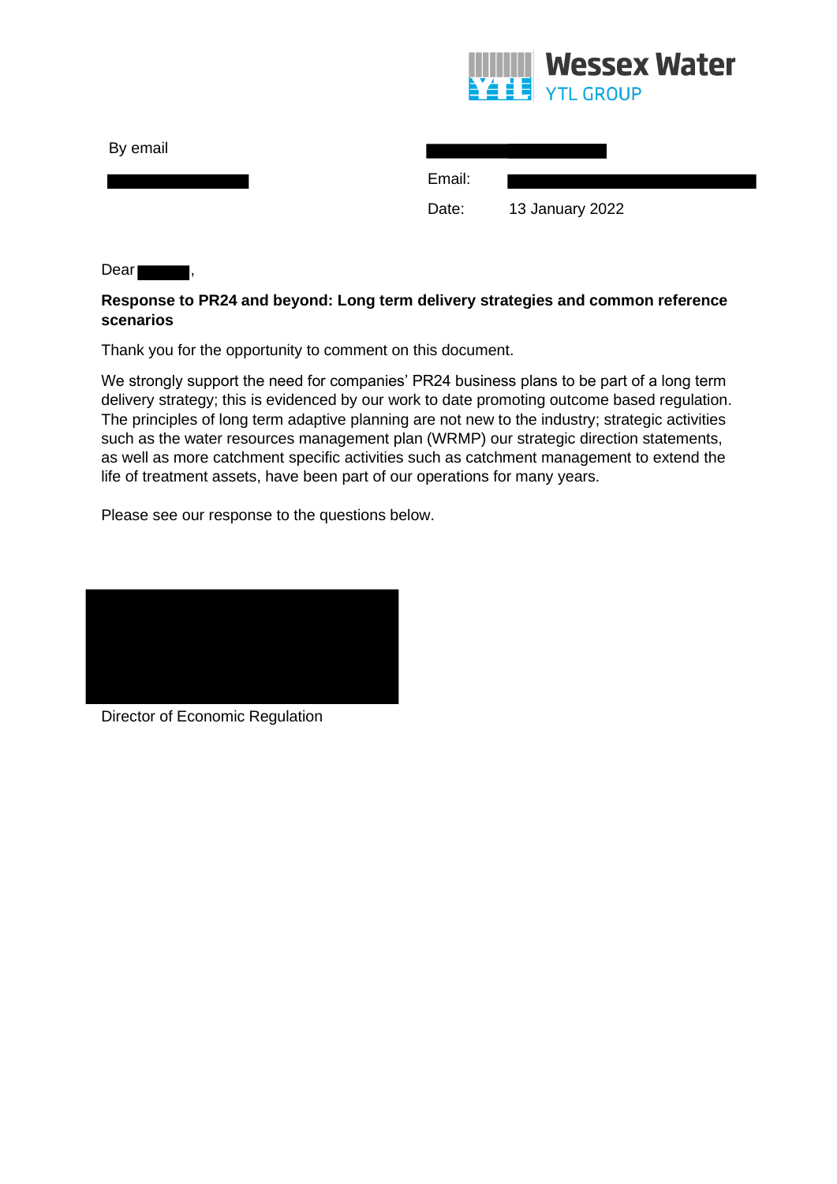Wessex Water
YTL GROUP

By email

Email:

Date: 13 January 2022

Dear ,

**Response to PR24 and beyond: Long term delivery strategies and common reference scenarios**

Thank you for the opportunity to comment on this document.

We strongly support the need for companies' PR24 business plans to be part of a long term delivery strategy; this is evidenced by our work to date promoting outcome based regulation. The principles of long term adaptive planning are not new to the industry; strategic activities such as the water resources management plan (WRMP) our strategic direction statements, as well as more catchment specific activities such as catchment management to extend the life of treatment assets, have been part of our operations for many years.

Please see our response to the questions below.

Director of Economic Regulation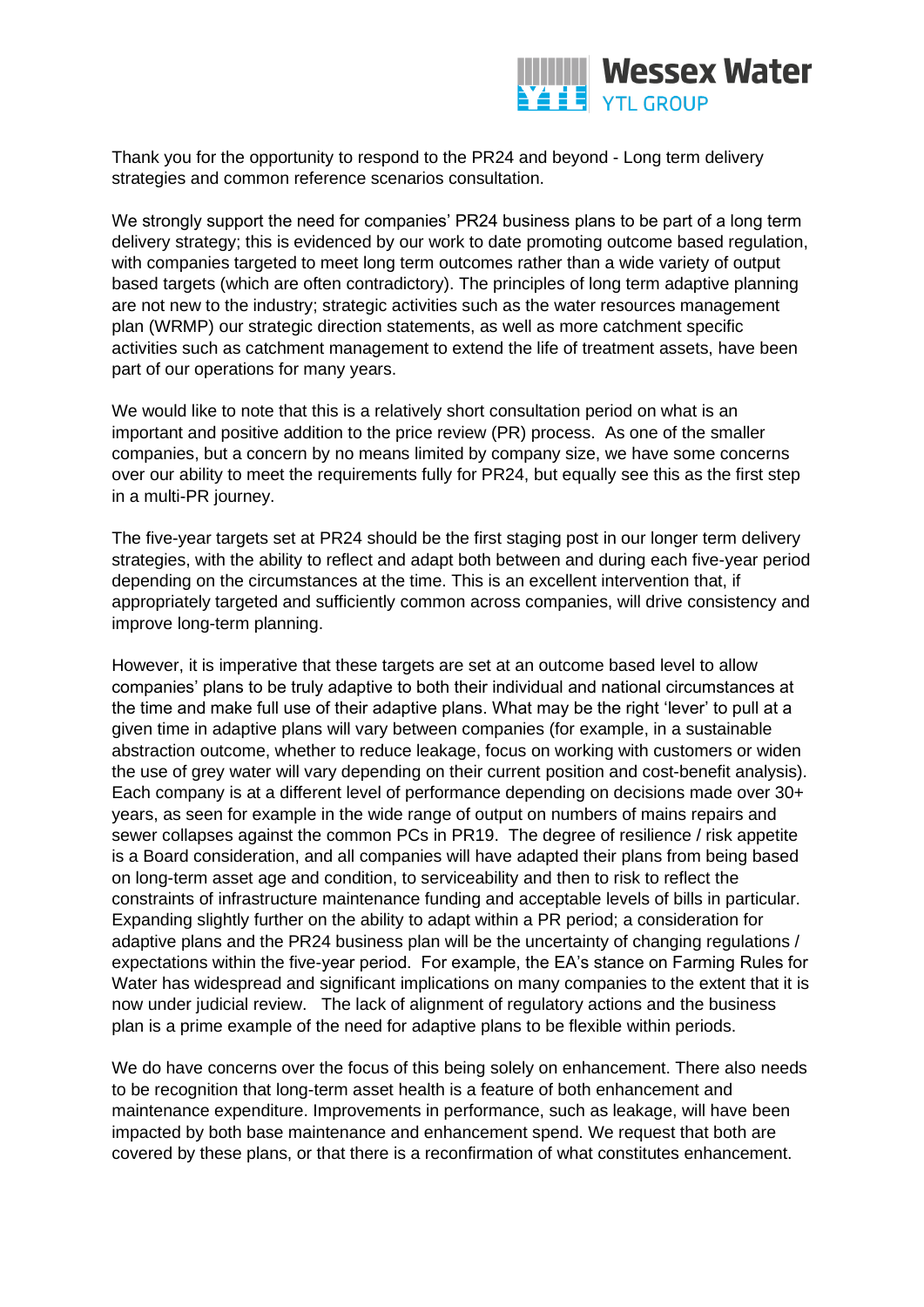Thank you for the opportunity to respond to the PR24 and beyond - Long term delivery strategies and common reference scenarios consultation.

We strongly support the need for companies' PR24 business plans to be part of a long term delivery strategy; this is evidenced by our work to date promoting outcome based regulation, with companies targeted to meet long term outcomes rather than a wide variety of output based targets (which are often contradictory). The principles of long term adaptive planning are not new to the industry; strategic activities such as the water resources management plan (WRMP) our strategic direction statements, as well as more catchment specific activities such as catchment management to extend the life of treatment assets, have been part of our operations for many years.

We would like to note that this is a relatively short consultation period on what is an important and positive addition to the price review (PR) process. As one of the smaller companies, but a concern by no means limited by company size, we have some concerns over our ability to meet the requirements fully for PR24, but equally see this as the first step in a multi-PR journey.

The five-year targets set at PR24 should be the first staging post in our longer term delivery strategies, with the ability to reflect and adapt both between and during each five-year period depending on the circumstances at the time. This is an excellent intervention that, if appropriately targeted and sufficiently common across companies, will drive consistency and improve long-term planning.

However, it is imperative that these targets are set at an outcome based level to allow companies' plans to be truly adaptive to both their individual and national circumstances at the time and make full use of their adaptive plans. What may be the right 'lever' to pull at a given time in adaptive plans will vary between companies (for example, in a sustainable abstraction outcome, whether to reduce leakage, focus on working with customers or widen the use of grey water will vary depending on their current position and cost-benefit analysis). Each company is at a different level of performance depending on decisions made over 30+ years, as seen for example in the wide range of output on numbers of mains repairs and sewer collapses against the common PCs in PR19. The degree of resilience / risk appetite is a Board consideration, and all companies will have adapted their plans from being based on long-term asset age and condition, to serviceability and then to risk to reflect the constraints of infrastructure maintenance funding and acceptable levels of bills in particular. Expanding slightly further on the ability to adapt within a PR period; a consideration for adaptive plans and the PR24 business plan will be the uncertainty of changing regulations / expectations within the five-year period. For example, the EA's stance on Farming Rules for Water has widespread and significant implications on many companies to the extent that it is now under judicial review. The lack of alignment of regulatory actions and the business plan is a prime example of the need for adaptive plans to be flexible within periods.

We do have concerns over the focus of this being solely on enhancement. There also needs to be recognition that long-term asset health is a feature of both enhancement and maintenance expenditure. Improvements in performance, such as leakage, will have been impacted by both base maintenance and enhancement spend. We request that both are covered by these plans, or that there is a reconfirmation of what constitutes enhancement.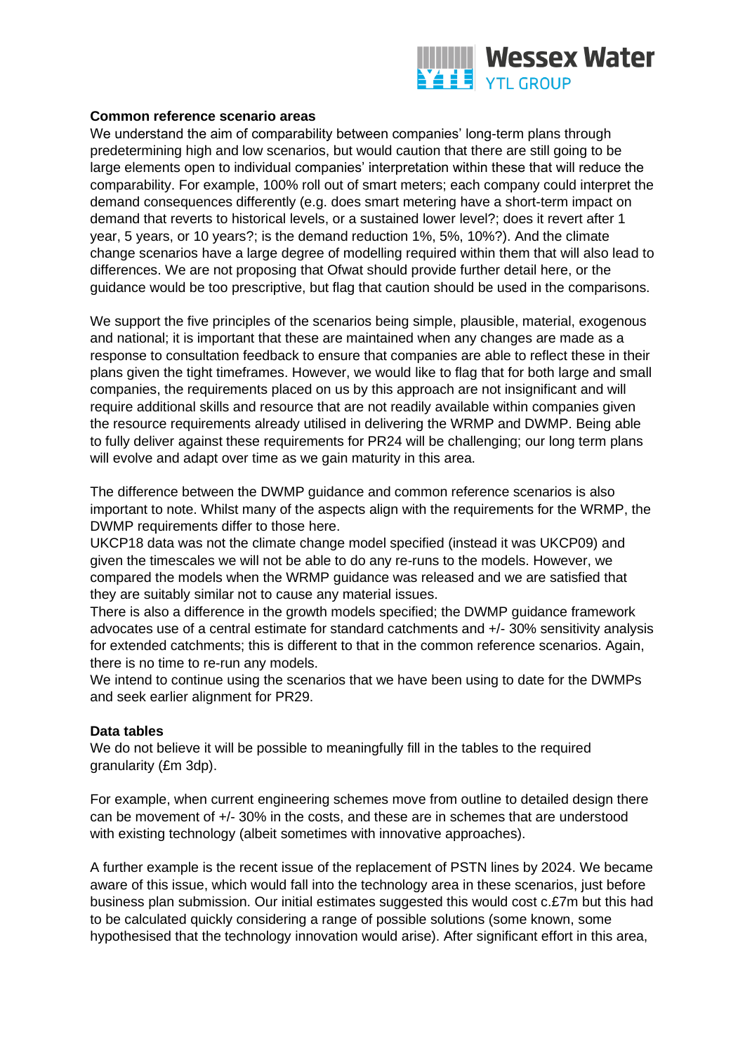**Common reference scenario areas**

We understand the aim of comparability between companies' long-term plans through predetermining high and low scenarios, but would caution that there are still going to be large elements open to individual companies' interpretation within these that will reduce the comparability. For example, 100% roll out of smart meters; each company could interpret the demand consequences differently (e.g. does smart metering have a short-term impact on demand that reverts to historical levels, or a sustained lower level?; does it revert after 1 year, 5 years, or 10 years?; is the demand reduction 1%, 5%, 10%?). And the climate change scenarios have a large degree of modelling required within them that will also lead to differences. We are not proposing that Ofwat should provide further detail here, or the guidance would be too prescriptive, but flag that caution should be used in the comparisons.

We support the five principles of the scenarios being simple, plausible, material, exogenous and national; it is important that these are maintained when any changes are made as a response to consultation feedback to ensure that companies are able to reflect these in their plans given the tight timeframes. However, we would like to flag that for both large and small companies, the requirements placed on us by this approach are not insignificant and will require additional skills and resource that are not readily available within companies given the resource requirements already utilised in delivering the WRMP and DWMP. Being able to fully deliver against these requirements for PR24 will be challenging; our long term plans will evolve and adapt over time as we gain maturity in this area.

The difference between the DWMP guidance and common reference scenarios is also important to note. Whilst many of the aspects align with the requirements for the WRMP, the DWMP requirements differ to those here.
UKCP18 data was not the climate change model specified (instead it was UKCP09) and given the timescales we will not be able to do any re-runs to the models. However, we compared the models when the WRMP guidance was released and we are satisfied that they are suitably similar not to cause any material issues.
There is also a difference in the growth models specified; the DWMP guidance framework advocates use of a central estimate for standard catchments and +/- 30% sensitivity analysis for extended catchments; this is different to that in the common reference scenarios. Again, there is no time to re-run any models.
We intend to continue using the scenarios that we have been using to date for the DWMPs and seek earlier alignment for PR29.

**Data tables**

We do not believe it will be possible to meaningfully fill in the tables to the required granularity (£m 3dp).

For example, when current engineering schemes move from outline to detailed design there can be movement of +/- 30% in the costs, and these are in schemes that are understood with existing technology (albeit sometimes with innovative approaches).

A further example is the recent issue of the replacement of PSTN lines by 2024. We became aware of this issue, which would fall into the technology area in these scenarios, just before business plan submission. Our initial estimates suggested this would cost c.£7m but this had to be calculated quickly considering a range of possible solutions (some known, some hypothesised that the technology innovation would arise). After significant effort in this area,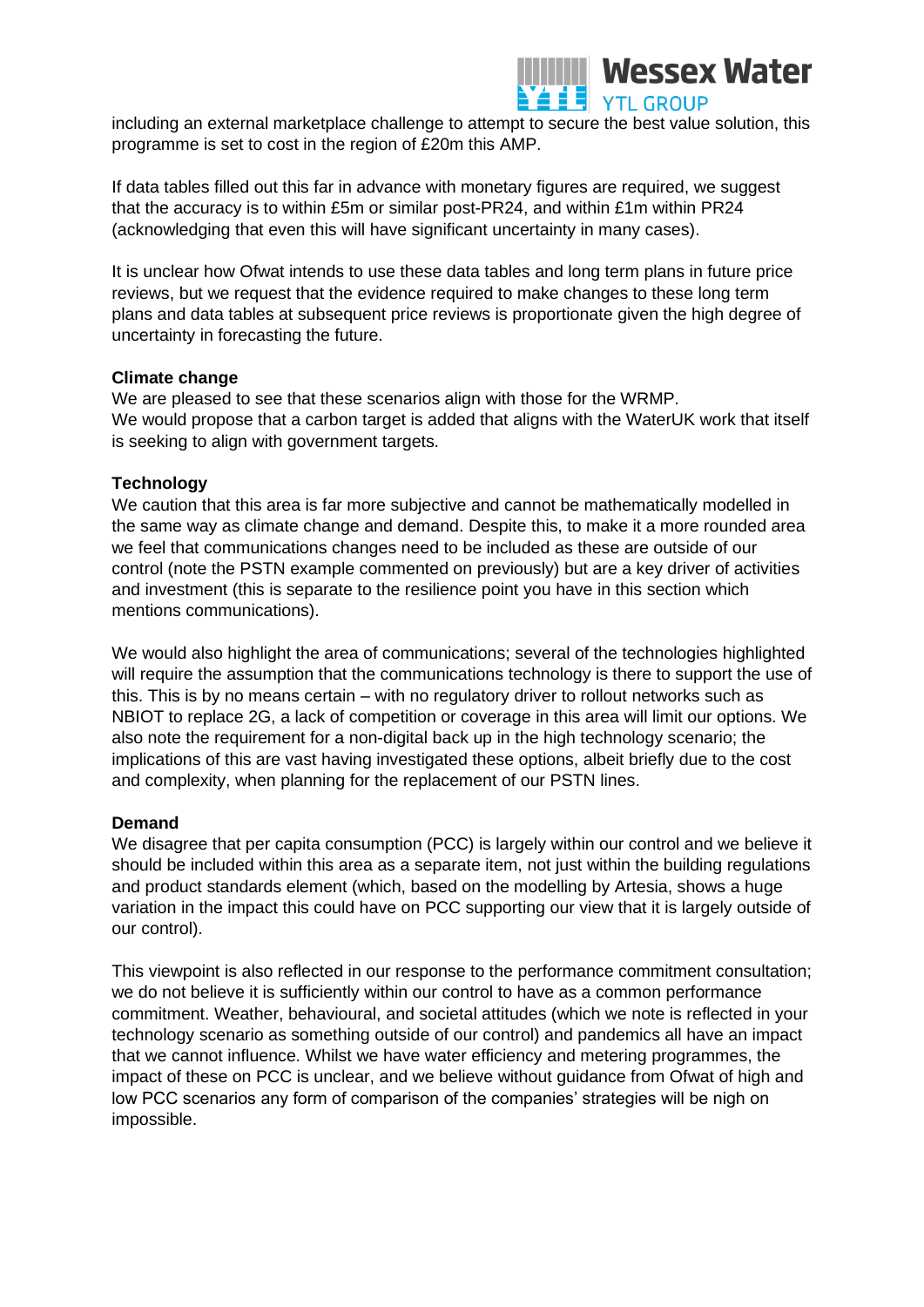including an external marketplace challenge to attempt to secure the best value solution, this programme is set to cost in the region of £20m this AMP.

If data tables filled out this far in advance with monetary figures are required, we suggest that the accuracy is to within £5m or similar post-PR24, and within £1m within PR24 (acknowledging that even this will have significant uncertainty in many cases).

It is unclear how Ofwat intends to use these data tables and long term plans in future price reviews, but we request that the evidence required to make changes to these long term plans and data tables at subsequent price reviews is proportionate given the high degree of uncertainty in forecasting the future.

**Climate change**

We are pleased to see that these scenarios align with those for the WRMP.
We would propose that a carbon target is added that aligns with the WaterUK work that itself is seeking to align with government targets.

**Technology**

We caution that this area is far more subjective and cannot be mathematically modelled in the same way as climate change and demand. Despite this, to make it a more rounded area we feel that communications changes need to be included as these are outside of our control (note the PSTN example commented on previously) but are a key driver of activities and investment (this is separate to the resilience point you have in this section which mentions communications).

We would also highlight the area of communications; several of the technologies highlighted will require the assumption that the communications technology is there to support the use of this. This is by no means certain – with no regulatory driver to rollout networks such as NBIOT to replace 2G, a lack of competition or coverage in this area will limit our options. We also note the requirement for a non-digital back up in the high technology scenario; the implications of this are vast having investigated these options, albeit briefly due to the cost and complexity, when planning for the replacement of our PSTN lines.

**Demand**

We disagree that per capita consumption (PCC) is largely within our control and we believe it should be included within this area as a separate item, not just within the building regulations and product standards element (which, based on the modelling by Artesia, shows a huge variation in the impact this could have on PCC supporting our view that it is largely outside of our control).

This viewpoint is also reflected in our response to the performance commitment consultation; we do not believe it is sufficiently within our control to have as a common performance commitment. Weather, behavioural, and societal attitudes (which we note is reflected in your technology scenario as something outside of our control) and pandemics all have an impact that we cannot influence. Whilst we have water efficiency and metering programmes, the impact of these on PCC is unclear, and we believe without guidance from Ofwat of high and low PCC scenarios any form of comparison of the companies' strategies will be nigh on impossible.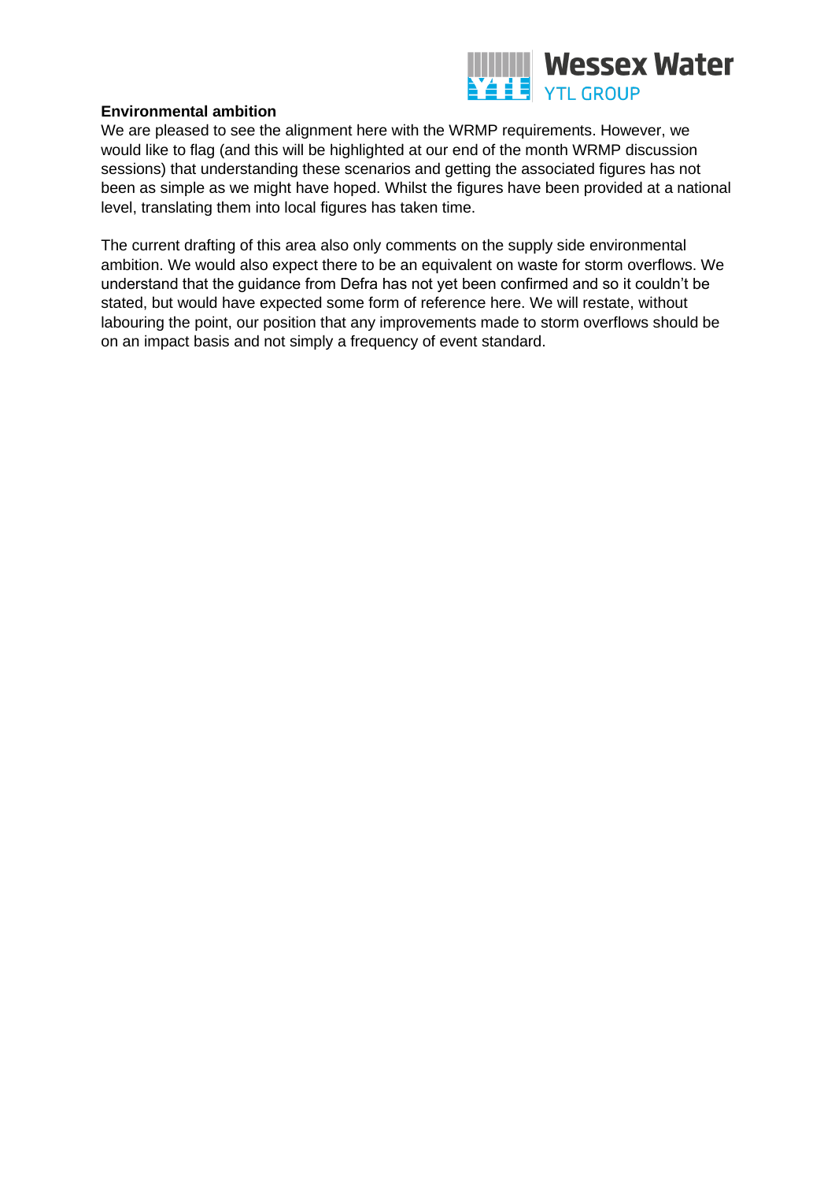**Environmental ambition**

We are pleased to see the alignment here with the WRMP requirements. However, we would like to flag (and this will be highlighted at our end of the month WRMP discussion sessions) that understanding these scenarios and getting the associated figures has not been as simple as we might have hoped. Whilst the figures have been provided at a national level, translating them into local figures has taken time.

The current drafting of this area also only comments on the supply side environmental ambition. We would also expect there to be an equivalent on waste for storm overflows. We understand that the guidance from Defra has not yet been confirmed and so it couldn't be stated, but would have expected some form of reference here. We will restate, without labouring the point, our position that any improvements made to storm overflows should be on an impact basis and not simply a frequency of event standard.